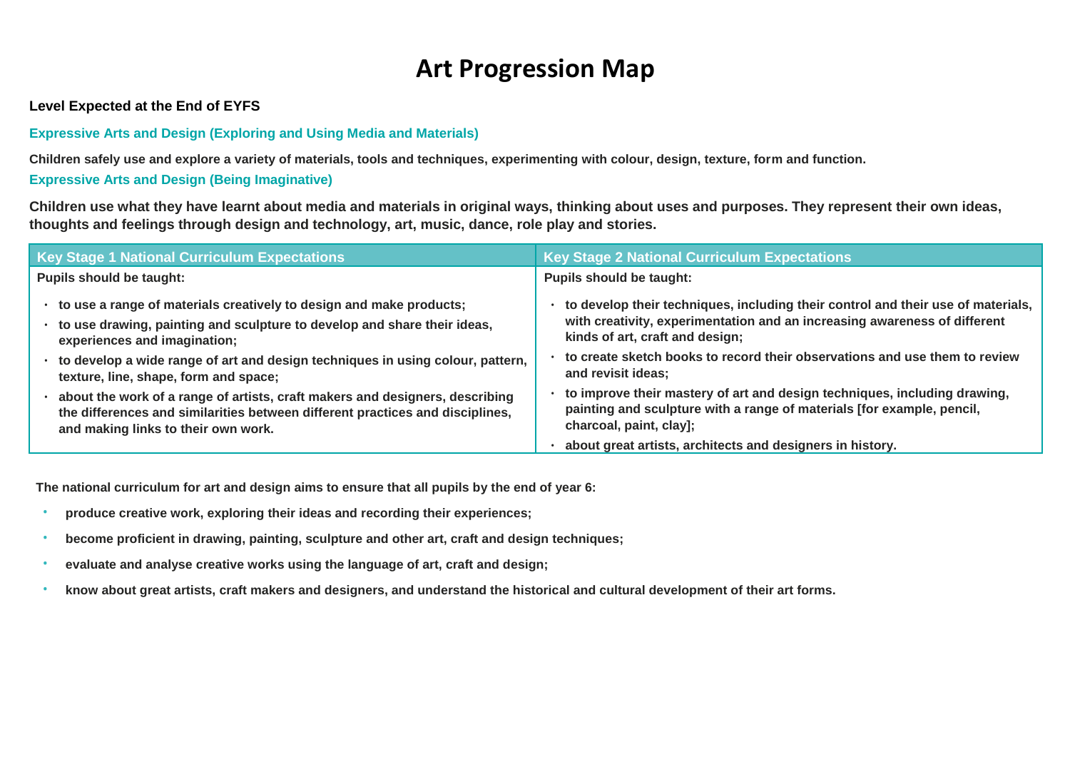# Art Progression Map

**Level Expected at the End of EYFS**

**Expressive Arts and Design (Exploring and Using Media and Materials)**

**Children safely use and explore a variety of materials, tools and techniques, experimenting with colour, design, texture, form and function.**

**Expressive Arts and Design (Being Imaginative)**

**Children use what they have learnt about media and materials in original ways, thinking about uses and purposes. They represent their own ideas, thoughts and feelings through design and technology, art, music, dance, role play and stories.**

| Key Stage 1 National Curriculum Expectations | Key Stage 2 National Curriculum Expectations |
|---|---|
| **Pupils should be taught:**<br>• to use a range of materials creatively to design and make products;<br>• to use drawing, painting and sculpture to develop and share their ideas, experiences and imagination;<br>• to develop a wide range of art and design techniques in using colour, pattern, texture, line, shape, form and space;<br>• about the work of a range of artists, craft makers and designers, describing the differences and similarities between different practices and disciplines, and making links to their own work. | **Pupils should be taught:**<br>• to develop their techniques, including their control and their use of materials, with creativity, experimentation and an increasing awareness of different kinds of art, craft and design;<br>• to create sketch books to record their observations and use them to review and revisit ideas;<br>• to improve their mastery of art and design techniques, including drawing, painting and sculpture with a range of materials [for example, pencil, charcoal, paint, clay];<br>• about great artists, architects and designers in history. |

**The national curriculum for art and design aims to ensure that all pupils by the end of year 6:**

- **produce creative work, exploring their ideas and recording their experiences;**
- **become proficient in drawing, painting, sculpture and other art, craft and design techniques;**
- **evaluate and analyse creative works using the language of art, craft and design;**
- **know about great artists, craft makers and designers, and understand the historical and cultural development of their art forms.**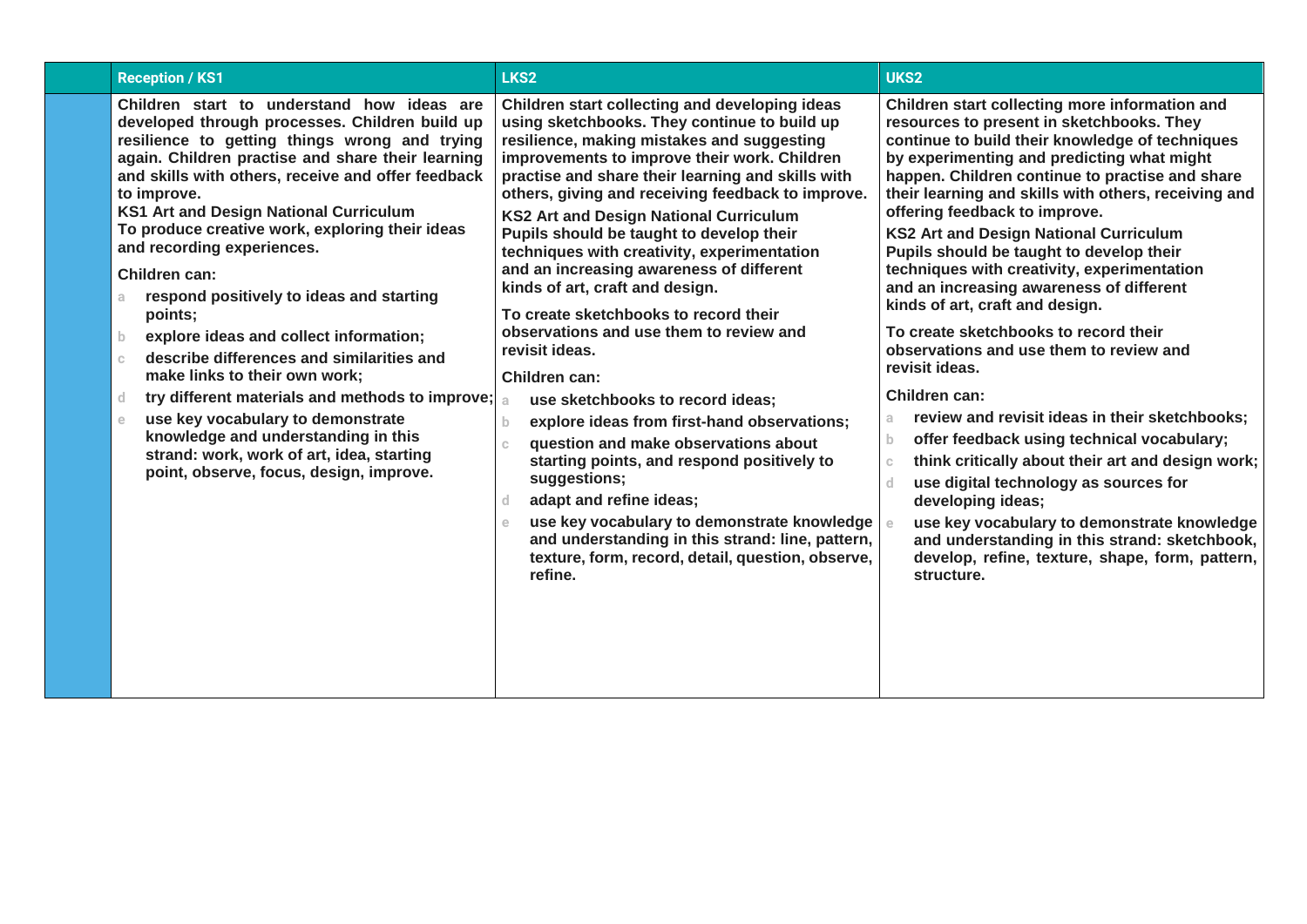| | Reception / KS1 | LKS2 | UKS2 |
|---|---|---|---|
| | Children start to understand how ideas are developed through processes. Children build up resilience to getting things wrong and trying again. Children practise and share their learning and skills with others, receive and offer feedback to improve.<br>**KS1 Art and Design National Curriculum**<br>To produce creative work, exploring their ideas and recording experiences.<br>**Children can:**<br>a respond positively to ideas and starting points;<br>b explore ideas and collect information;<br>c describe differences and similarities and make links to their own work;<br>d try different materials and methods to improve;<br>e use key vocabulary to demonstrate knowledge and understanding in this strand: work, work of art, idea, starting point, observe, focus, design, improve. | Children start collecting and developing ideas using sketchbooks. They continue to build up resilience, making mistakes and suggesting improvements to improve their work. Children practise and share their learning and skills with others, giving and receiving feedback to improve.<br>**KS2 Art and Design National Curriculum**<br>Pupils should be taught to develop their techniques with creativity, experimentation and an increasing awareness of different kinds of art, craft and design.<br>To create sketchbooks to record their observations and use them to review and revisit ideas.<br>**Children can:**<br>a use sketchbooks to record ideas;<br>b explore ideas from first-hand observations;<br>c question and make observations about starting points, and respond positively to suggestions;<br>d adapt and refine ideas;<br>e use key vocabulary to demonstrate knowledge and understanding in this strand: line, pattern, texture, form, record, detail, question, observe, refine. | Children start collecting more information and resources to present in sketchbooks. They continue to build their knowledge of techniques by experimenting and predicting what might happen. Children continue to practise and share their learning and skills with others, receiving and offering feedback to improve.<br>**KS2 Art and Design National Curriculum**<br>Pupils should be taught to develop their techniques with creativity, experimentation and an increasing awareness of different kinds of art, craft and design.<br>To create sketchbooks to record their observations and use them to review and revisit ideas.<br>**Children can:**<br>a review and revisit ideas in their sketchbooks;<br>b offer feedback using technical vocabulary;<br>c think critically about their art and design work;<br>d use digital technology as sources for developing ideas;<br>e use key vocabulary to demonstrate knowledge and understanding in this strand: sketchbook, develop, refine, texture, shape, form, pattern, structure. |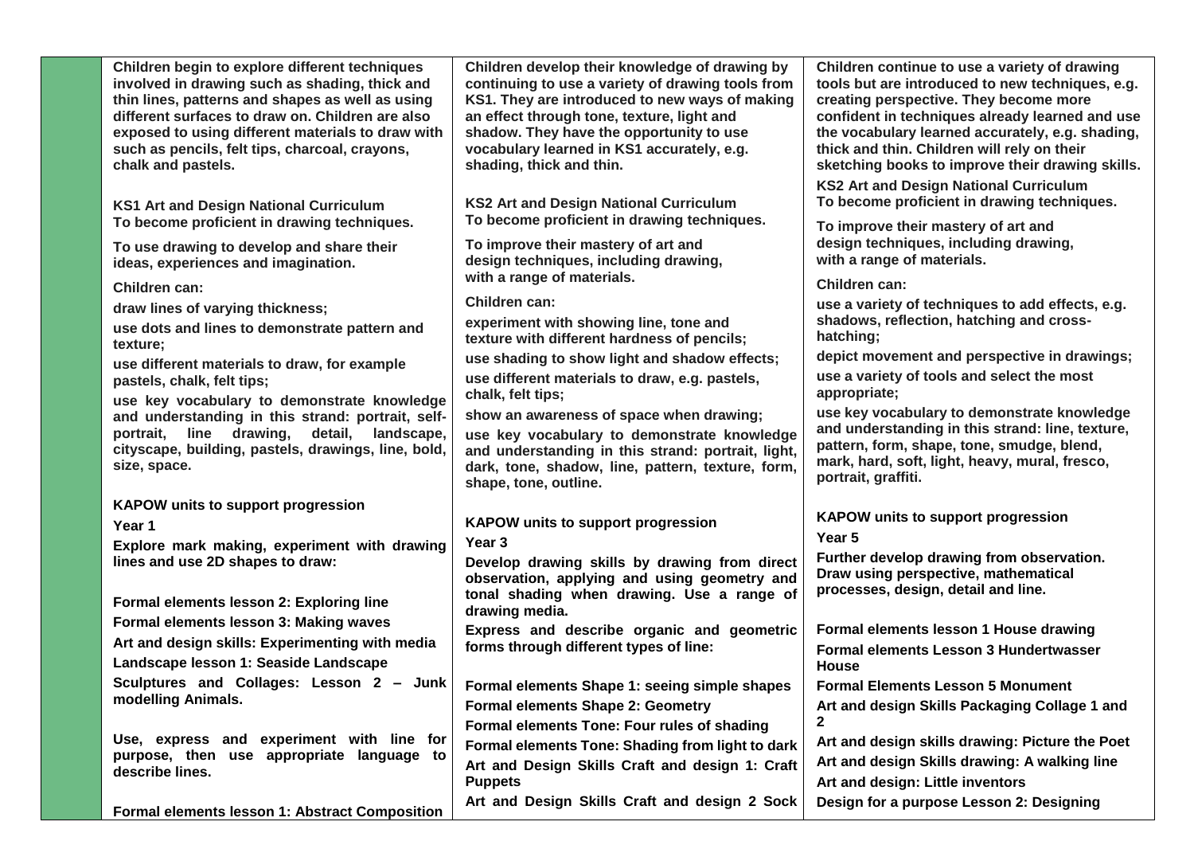| | | | |
|---|---|---|---|
| | **Children begin to explore different techniques involved in drawing such as shading, thick and thin lines, patterns and shapes as well as using different surfaces to draw on. Children are also exposed to using different materials to draw with such as pencils, felt tips, charcoal, crayons, chalk and pastels.**<br><br>**KS1 Art and Design National Curriculum**<br>**To become proficient in drawing techniques.**<br><br>**To use drawing to develop and share their ideas, experiences and imagination.**<br><br>**Children can:**<br>**draw lines of varying thickness;**<br>**use dots and lines to demonstrate pattern and texture;**<br>**use different materials to draw, for example pastels, chalk, felt tips;**<br>**use key vocabulary to demonstrate knowledge and understanding in this strand: portrait, self-portrait, line drawing, detail, landscape, cityscape, building, pastels, drawings, line, bold, size, space.**<br><br>**KAPOW units to support progression**<br>**Year 1**<br>**Explore mark making, experiment with drawing lines and use 2D shapes to draw:**<br><br>**Formal elements lesson 2: Exploring line**<br>**Formal elements lesson 3: Making waves**<br>**Art and design skills: Experimenting with media**<br>**Landscape lesson 1: Seaside Landscape**<br>**Sculptures and Collages: Lesson 2 – Junk modelling Animals.**<br><br>**Use, express and experiment with line for purpose, then use appropriate language to describe lines.**<br><br>**Formal elements lesson 1: Abstract Composition** | **Children develop their knowledge of drawing by continuing to use a variety of drawing tools from KS1. They are introduced to new ways of making an effect through tone, texture, light and shadow. They have the opportunity to use vocabulary learned in KS1 accurately, e.g. shading, thick and thin.**<br><br>**KS2 Art and Design National Curriculum**<br>**To become proficient in drawing techniques.**<br><br>**To improve their mastery of art and design techniques, including drawing, with a range of materials.**<br><br>**Children can:**<br>**experiment with showing line, tone and texture with different hardness of pencils;**<br>**use shading to show light and shadow effects;**<br>**use different materials to draw, e.g. pastels, chalk, felt tips;**<br>**show an awareness of space when drawing;**<br>**use key vocabulary to demonstrate knowledge and understanding in this strand: portrait, light, dark, tone, shadow, line, pattern, texture, form, shape, tone, outline.**<br><br>**KAPOW units to support progression**<br>**Year 3**<br>**Develop drawing skills by drawing from direct observation, applying and using geometry and tonal shading when drawing. Use a range of drawing media.**<br>**Express and describe organic and geometric forms through different types of line:**<br><br>**Formal elements Shape 1: seeing simple shapes**<br>**Formal elements Shape 2: Geometry**<br>**Formal elements Tone: Four rules of shading**<br>**Formal elements Tone: Shading from light to dark**<br>**Art and Design Skills Craft and design 1: Craft Puppets**<br>**Art and Design Skills Craft and design 2 Sock** | **Children continue to use a variety of drawing tools but are introduced to new techniques, e.g. creating perspective. They become more confident in techniques already learned and use the vocabulary learned accurately, e.g. shading, thick and thin. Children will rely on their sketching books to improve their drawing skills.**<br>**KS2 Art and Design National Curriculum**<br>**To become proficient in drawing techniques.**<br><br>**To improve their mastery of art and design techniques, including drawing, with a range of materials.**<br><br>**Children can:**<br>**use a variety of techniques to add effects, e.g. shadows, reflection, hatching and cross-hatching;**<br>**depict movement and perspective in drawings;**<br>**use a variety of tools and select the most appropriate;**<br>**use key vocabulary to demonstrate knowledge and understanding in this strand: line, texture, pattern, form, shape, tone, smudge, blend, mark, hard, soft, light, heavy, mural, fresco, portrait, graffiti.**<br><br>**KAPOW units to support progression**<br>**Year 5**<br>**Further develop drawing from observation. Draw using perspective, mathematical processes, design, detail and line.**<br><br>**Formal elements lesson 1 House drawing**<br>**Formal elements Lesson 3 Hundertwasser House**<br>**Formal Elements Lesson 5 Monument**<br>**Art and design Skills Packaging Collage 1 and 2**<br>**Art and design skills drawing: Picture the Poet**<br>**Art and design Skills drawing: A walking line**<br>**Art and design: Little inventors**<br>**Design for a purpose Lesson 2: Designing** |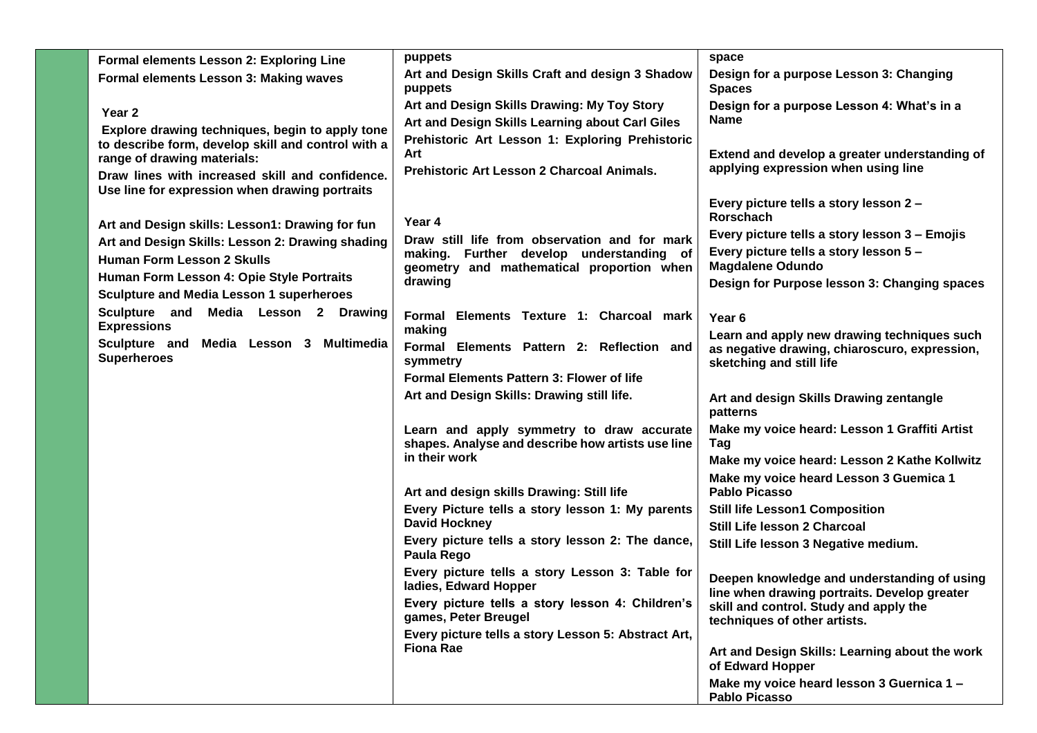| | | | |
|---|---|---|---|
| | **Formal elements Lesson 2: Exploring Line**<br>**Formal elements Lesson 3: Making waves**<br><br>**Year 2**<br>**Explore drawing techniques, begin to apply tone to describe form, develop skill and control with a range of drawing materials:**<br>**Draw lines with increased skill and confidence. Use line for expression when drawing portraits**<br><br>**Art and Design skills: Lesson1: Drawing for fun**<br>**Art and Design Skills: Lesson 2: Drawing shading**<br>**Human Form Lesson 2 Skulls**<br>**Human Form Lesson 4: Opie Style Portraits**<br>**Sculpture and Media Lesson 1 superheroes**<br>**Sculpture and Media Lesson 2 Drawing Expressions**<br>**Sculpture and Media Lesson 3 Multimedia Superheroes** | **puppets**<br>**Art and Design Skills Craft and design 3 Shadow puppets**<br>**Art and Design Skills Drawing: My Toy Story**<br>**Art and Design Skills Learning about Carl Giles**<br>**Prehistoric Art Lesson 1: Exploring Prehistoric Art**<br>**Prehistoric Art Lesson 2 Charcoal Animals.**<br><br>**Year 4**<br>**Draw still life from observation and for mark making. Further develop understanding of geometry and mathematical proportion when drawing**<br><br>**Formal Elements Texture 1: Charcoal mark making**<br>**Formal Elements Pattern 2: Reflection and symmetry**<br>**Formal Elements Pattern 3: Flower of life**<br>**Art and Design Skills: Drawing still life.**<br><br>**Learn and apply symmetry to draw accurate shapes. Analyse and describe how artists use line in their work**<br><br>**Art and design skills Drawing: Still life**<br>**Every Picture tells a story lesson 1: My parents David Hockney**<br>**Every picture tells a story lesson 2: The dance, Paula Rego**<br>**Every picture tells a story Lesson 3: Table for ladies, Edward Hopper**<br>**Every picture tells a story lesson 4: Children's games, Peter Breugel**<br>**Every picture tells a story Lesson 5: Abstract Art, Fiona Rae** | **space**<br>**Design for a purpose Lesson 3: Changing Spaces**<br>**Design for a purpose Lesson 4: What's in a Name**<br><br>**Extend and develop a greater understanding of applying expression when using line**<br><br>**Every picture tells a story lesson 2 – Rorschach**<br>**Every picture tells a story lesson 3 – Emojis**<br>**Every picture tells a story lesson 5 – Magdalene Odundo**<br>**Design for Purpose lesson 3: Changing spaces**<br><br>**Year 6**<br>**Learn and apply new drawing techniques such as negative drawing, chiaroscuro, expression, sketching and still life**<br><br>**Art and design Skills Drawing zentangle patterns**<br>**Make my voice heard: Lesson 1 Graffiti Artist Tag**<br>**Make my voice heard: Lesson 2 Kathe Kollwitz**<br>**Make my voice heard Lesson 3 Guemica 1 Pablo Picasso**<br>**Still life Lesson1 Composition**<br>**Still Life lesson 2 Charcoal**<br>**Still Life lesson 3 Negative medium.**<br><br>**Deepen knowledge and understanding of using line when drawing portraits. Develop greater skill and control. Study and apply the techniques of other artists.**<br><br>**Art and Design Skills: Learning about the work of Edward Hopper**<br>**Make my voice heard lesson 3 Guernica 1 – Pablo Picasso** |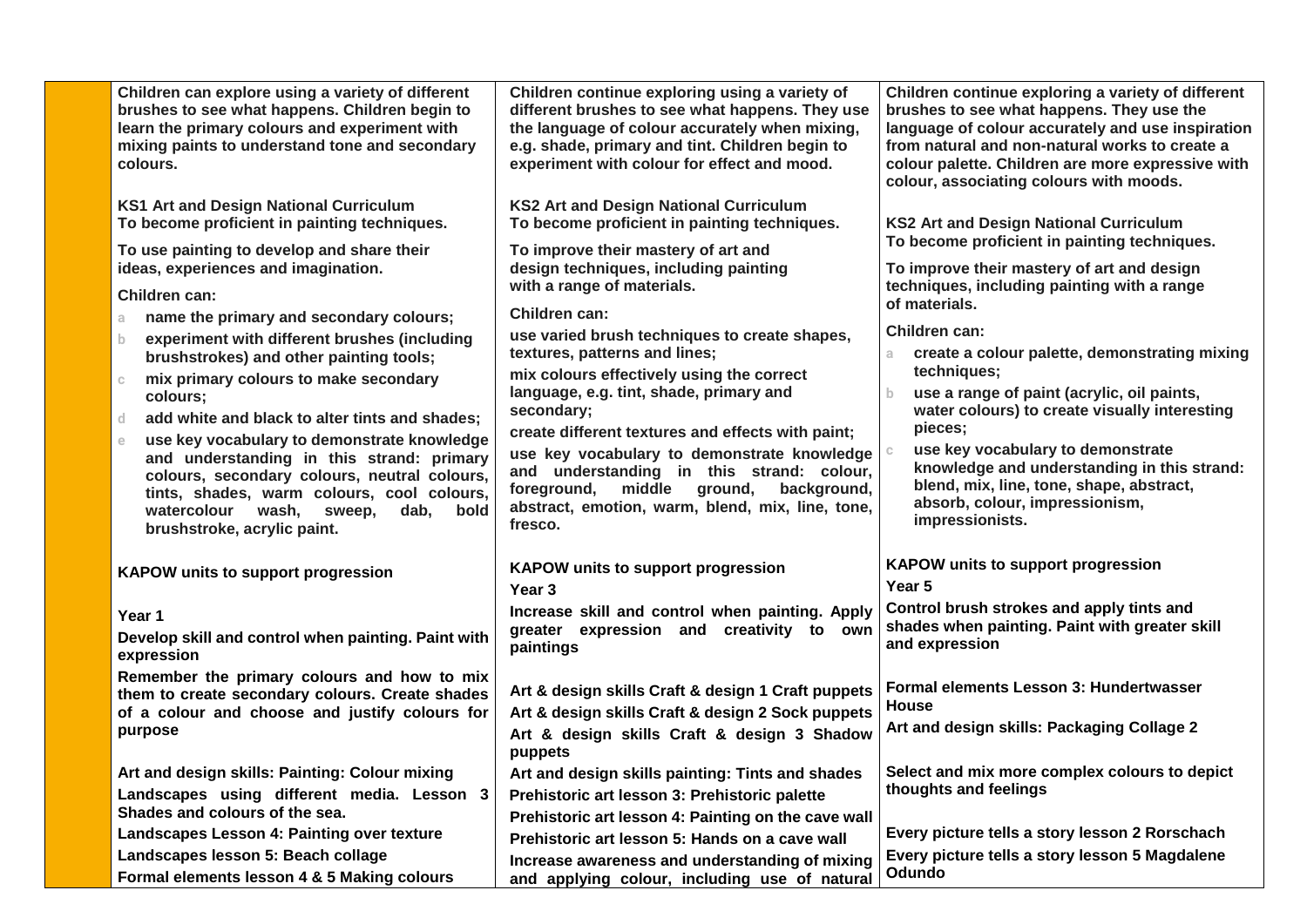| | | | |
|---|---|---|---|
| | **Children can explore using a variety of different brushes to see what happens. Children begin to learn the primary colours and experiment with mixing paints to understand tone and secondary colours.**<br><br>**KS1 Art and Design National Curriculum**<br>**To become proficient in painting techniques.**<br><br>**To use painting to develop and share their ideas, experiences and imagination.**<br><br>**Children can:**<br>a **name the primary and secondary colours;**<br>b **experiment with different brushes (including brushstrokes) and other painting tools;**<br>c **mix primary colours to make secondary colours;**<br>d **add white and black to alter tints and shades;**<br>e **use key vocabulary to demonstrate knowledge and understanding in this strand: primary colours, secondary colours, neutral colours, tints, shades, warm colours, cool colours, watercolour wash, sweep, dab, bold brushstroke, acrylic paint.**<br><br>**KAPOW units to support progression**<br><br>**Year 1**<br>**Develop skill and control when painting. Paint with expression**<br>**Remember the primary colours and how to mix them to create secondary colours. Create shades of a colour and choose and justify colours for purpose**<br><br>**Art and design skills: Painting: Colour mixing**<br>**Landscapes using different media. Lesson 3 Shades and colours of the sea.**<br>**Landscapes Lesson 4: Painting over texture**<br>**Landscapes lesson 5: Beach collage**<br>**Formal elements lesson 4 & 5 Making colours** | **Children continue exploring using a variety of different brushes to see what happens. They use the language of colour accurately when mixing, e.g. shade, primary and tint. Children begin to experiment with colour for effect and mood.**<br><br>**KS2 Art and Design National Curriculum**<br>**To become proficient in painting techniques.**<br><br>**To improve their mastery of art and design techniques, including painting with a range of materials.**<br><br>**Children can:**<br>**use varied brush techniques to create shapes, textures, patterns and lines;**<br>**mix colours effectively using the correct language, e.g. tint, shade, primary and secondary;**<br>**create different textures and effects with paint;**<br>**use key vocabulary to demonstrate knowledge and understanding in this strand: colour, foreground, middle ground, background, abstract, emotion, warm, blend, mix, line, tone, fresco.**<br><br>**KAPOW units to support progression**<br>**Year 3**<br>**Increase skill and control when painting. Apply greater expression and creativity to own paintings**<br><br>**Art & design skills Craft & design 1 Craft puppets**<br>**Art & design skills Craft & design 2 Sock puppets**<br>**Art & design skills Craft & design 3 Shadow puppets**<br>**Art and design skills painting: Tints and shades**<br>**Prehistoric art lesson 3: Prehistoric palette**<br>**Prehistoric art lesson 4: Painting on the cave wall**<br>**Prehistoric art lesson 5: Hands on a cave wall**<br>**Increase awareness and understanding of mixing and applying colour, including use of natural** | **Children continue exploring a variety of different brushes to see what happens. They use the language of colour accurately and use inspiration from natural and non-natural works to create a colour palette. Children are more expressive with colour, associating colours with moods.**<br><br>**KS2 Art and Design National Curriculum**<br>**To become proficient in painting techniques.**<br><br>**To improve their mastery of art and design techniques, including painting with a range of materials.**<br><br>**Children can:**<br>a **create a colour palette, demonstrating mixing techniques;**<br>b **use a range of paint (acrylic, oil paints, water colours) to create visually interesting pieces;**<br>c **use key vocabulary to demonstrate knowledge and understanding in this strand: blend, mix, line, tone, shape, abstract, absorb, colour, impressionism, impressionists.**<br><br>**KAPOW units to support progression**<br>**Year 5**<br>**Control brush strokes and apply tints and shades when painting. Paint with greater skill and expression**<br><br>**Formal elements Lesson 3: Hundertwasser House**<br>**Art and design skills: Packaging Collage 2**<br><br>**Select and mix more complex colours to depict thoughts and feelings**<br><br>**Every picture tells a story lesson 2 Rorschach**<br>**Every picture tells a story lesson 5 Magdalene Odundo** |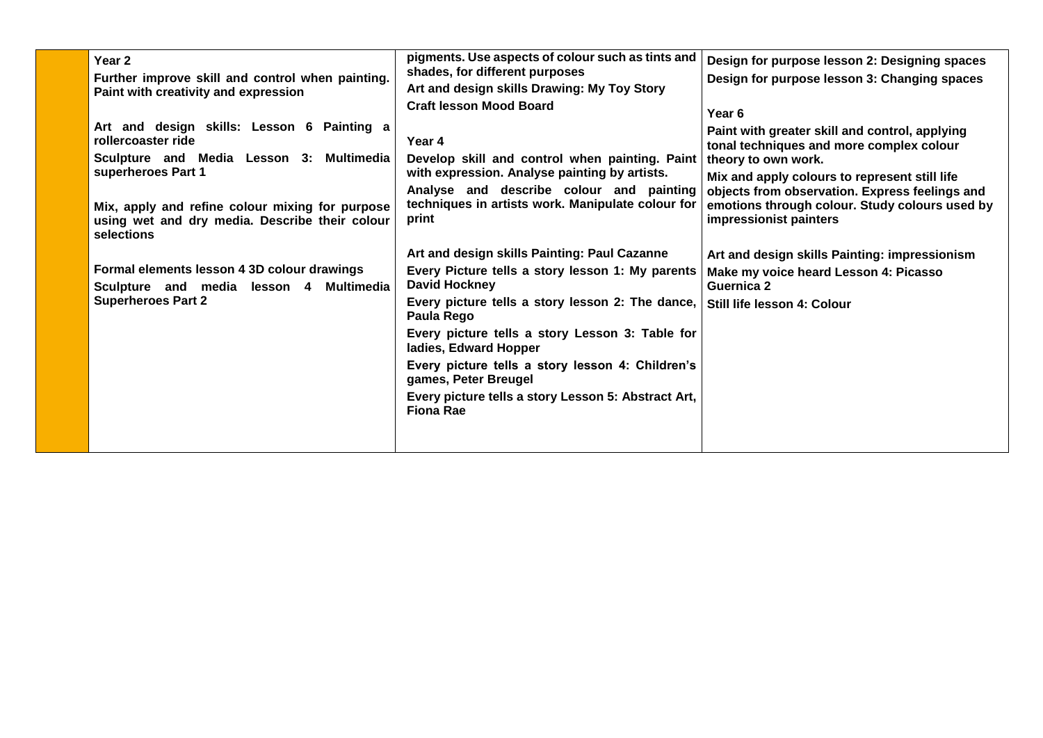| | | | |
|---|---|---|---|
| | **Year 2**<br>**Further improve skill and control when painting. Paint with creativity and expression**<br><br>**Art and design skills: Lesson 6 Painting a rollercoaster ride**<br>**Sculpture and Media Lesson 3: Multimedia superheroes Part 1**<br><br>**Mix, apply and refine colour mixing for purpose using wet and dry media. Describe their colour selections**<br><br>**Formal elements lesson 4 3D colour drawings**<br>**Sculpture and media lesson 4 Multimedia Superheroes Part 2** | **pigments. Use aspects of colour such as tints and shades, for different purposes**<br>**Art and design skills Drawing: My Toy Story**<br>**Craft lesson Mood Board**<br><br>**Year 4**<br>**Develop skill and control when painting. Paint with expression. Analyse painting by artists.**<br>**Analyse and describe colour and painting techniques in artists work. Manipulate colour for print**<br><br>**Art and design skills Painting: Paul Cazanne**<br>**Every Picture tells a story lesson 1: My parents David Hockney**<br>**Every picture tells a story lesson 2: The dance, Paula Rego**<br>**Every picture tells a story Lesson 3: Table for ladies, Edward Hopper**<br>**Every picture tells a story lesson 4: Children's games, Peter Breugel**<br>**Every picture tells a story Lesson 5: Abstract Art, Fiona Rae** | **Design for purpose lesson 2: Designing spaces**<br>**Design for purpose lesson 3: Changing spaces**<br><br>**Year 6**<br>**Paint with greater skill and control, applying tonal techniques and more complex colour theory to own work.**<br>**Mix and apply colours to represent still life objects from observation. Express feelings and emotions through colour. Study colours used by impressionist painters**<br><br>**Art and design skills Painting: impressionism**<br>**Make my voice heard Lesson 4: Picasso Guernica 2**<br>**Still life lesson 4: Colour** |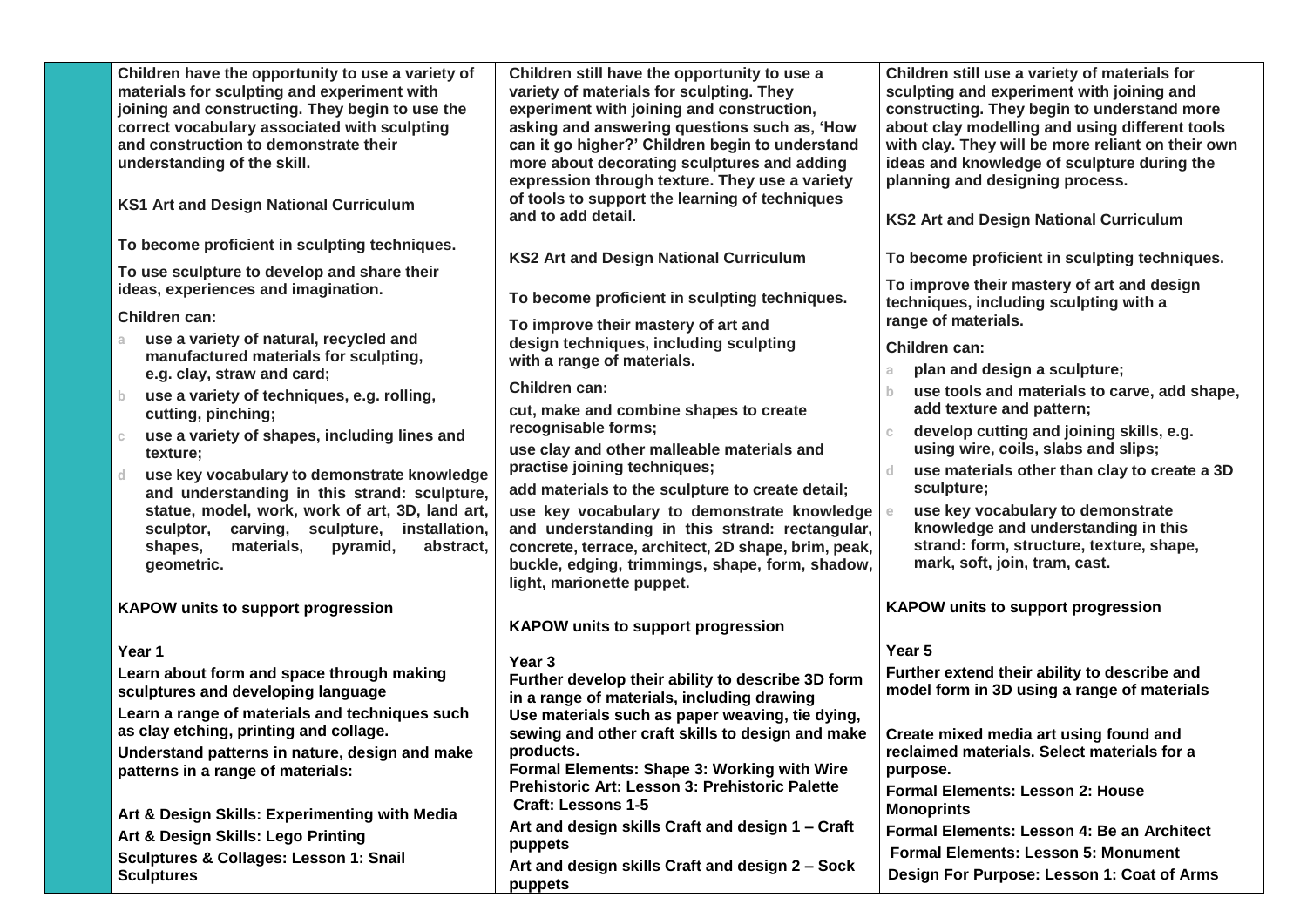| | | | |
|---|---|---|---|
| | **Children have the opportunity to use a variety of materials for sculpting and experiment with joining and constructing. They begin to use the correct vocabulary associated with sculpting and construction to demonstrate their understanding of the skill.**<br><br>**KS1 Art and Design National Curriculum**<br><br>**To become proficient in sculpting techniques.**<br><br>**To use sculpture to develop and share their ideas, experiences and imagination.**<br><br>**Children can:**<br>a **use a variety of natural, recycled and manufactured materials for sculpting, e.g. clay, straw and card;**<br>b **use a variety of techniques, e.g. rolling, cutting, pinching;**<br>c **use a variety of shapes, including lines and texture;**<br>d **use key vocabulary to demonstrate knowledge and understanding in this strand: sculpture, statue, model, work, work of art, 3D, land art, sculptor, carving, sculpture, installation, shapes, materials, pyramid, abstract, geometric.**<br><br>**KAPOW units to support progression**<br><br>**Year 1**<br>**Learn about form and space through making sculptures and developing language**<br>**Learn a range of materials and techniques such as clay etching, printing and collage.**<br>**Understand patterns in nature, design and make patterns in a range of materials:**<br><br>**Art & Design Skills: Experimenting with Media**<br>**Art & Design Skills: Lego Printing**<br>**Sculptures & Collages: Lesson 1: Snail Sculptures** | **Children still have the opportunity to use a variety of materials for sculpting. They experiment with joining and construction, asking and answering questions such as, 'How can it go higher?' Children begin to understand more about decorating sculptures and adding expression through texture. They use a variety of tools to support the learning of techniques and to add detail.**<br><br>**KS2 Art and Design National Curriculum**<br><br>**To become proficient in sculpting techniques.**<br><br>**To improve their mastery of art and design techniques, including sculpting with a range of materials.**<br><br>**Children can:**<br>**cut, make and combine shapes to create recognisable forms;**<br>**use clay and other malleable materials and practise joining techniques;**<br>**add materials to the sculpture to create detail;**<br>**use key vocabulary to demonstrate knowledge and understanding in this strand: rectangular, concrete, terrace, architect, 2D shape, brim, peak, buckle, edging, trimmings, shape, form, shadow, light, marionette puppet.**<br><br>**KAPOW units to support progression**<br><br>**Year 3**<br>**Further develop their ability to describe 3D form in a range of materials, including drawing**<br>**Use materials such as paper weaving, tie dying, sewing and other craft skills to design and make products.**<br>**Formal Elements: Shape 3: Working with Wire**<br>**Prehistoric Art: Lesson 3: Prehistoric Palette**<br>**Craft: Lessons 1-5**<br>**Art and design skills Craft and design 1 – Craft puppets**<br>**Art and design skills Craft and design 2 – Sock puppets** | **Children still use a variety of materials for sculpting and experiment with joining and constructing. They begin to understand more about clay modelling and using different tools with clay. They will be more reliant on their own ideas and knowledge of sculpture during the planning and designing process.**<br><br>**KS2 Art and Design National Curriculum**<br><br>**To become proficient in sculpting techniques.**<br><br>**To improve their mastery of art and design techniques, including sculpting with a range of materials.**<br><br>**Children can:**<br>a **plan and design a sculpture;**<br>b **use tools and materials to carve, add shape, add texture and pattern;**<br>c **develop cutting and joining skills, e.g. using wire, coils, slabs and slips;**<br>d **use materials other than clay to create a 3D sculpture;**<br>e **use key vocabulary to demonstrate knowledge and understanding in this strand: form, structure, texture, shape, mark, soft, join, tram, cast.**<br><br>**KAPOW units to support progression**<br><br>**Year 5**<br>**Further extend their ability to describe and model form in 3D using a range of materials**<br><br>**Create mixed media art using found and reclaimed materials. Select materials for a purpose.**<br>**Formal Elements: Lesson 2: House Monoprints**<br>**Formal Elements: Lesson 4: Be an Architect**<br>**Formal Elements: Lesson 5: Monument**<br>**Design For Purpose: Lesson 1: Coat of Arms** |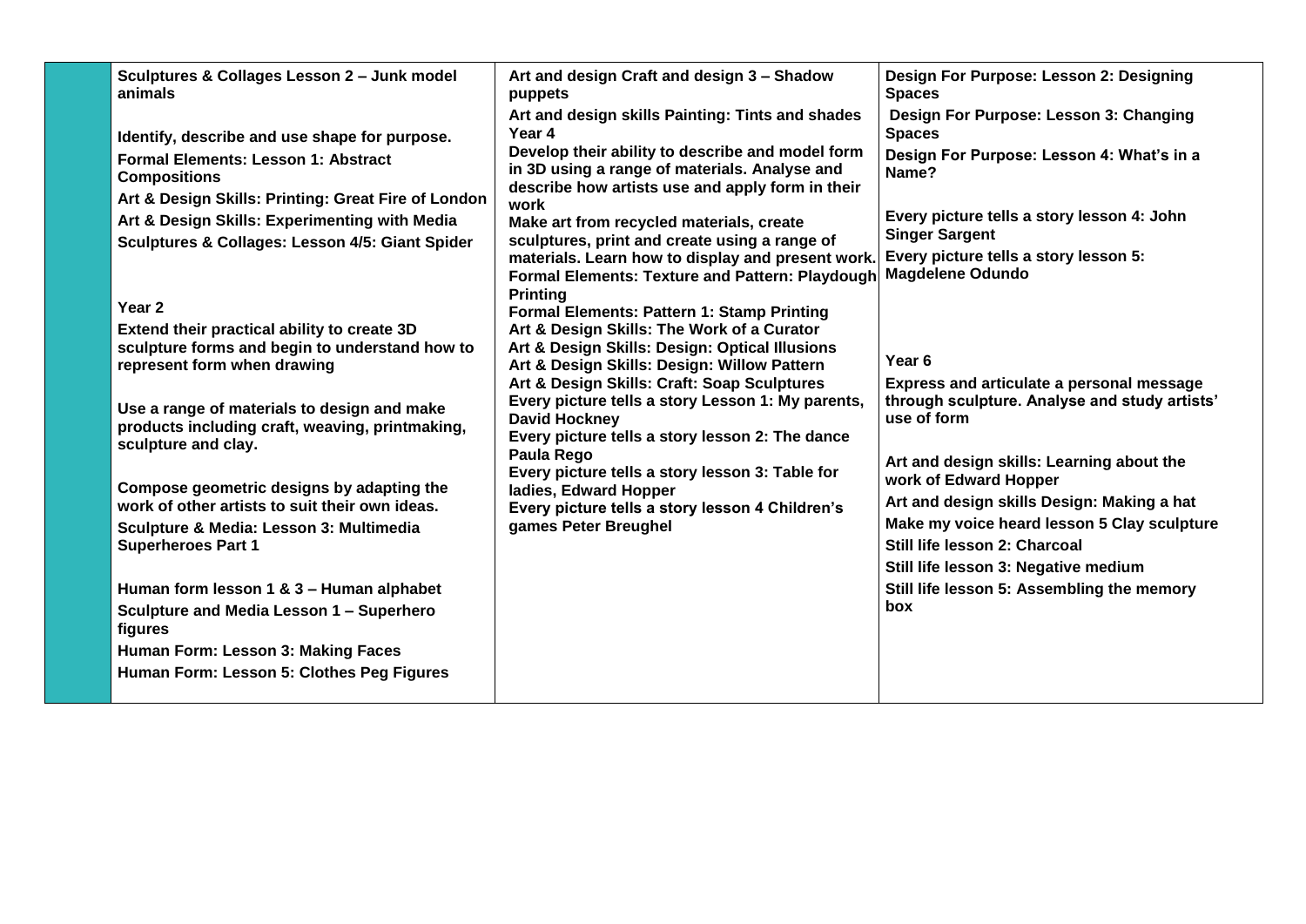| | | | |
|---|---|---|---|
| | **Sculptures & Collages Lesson 2 – Junk model animals**<br><br>**Identify, describe and use shape for purpose.**<br>**Formal Elements: Lesson 1: Abstract Compositions**<br>**Art & Design Skills: Printing: Great Fire of London**<br>**Art & Design Skills: Experimenting with Media**<br>**Sculptures & Collages: Lesson 4/5: Giant Spider**<br><br>**Year 2**<br>**Extend their practical ability to create 3D sculpture forms and begin to understand how to represent form when drawing**<br><br>**Use a range of materials to design and make products including craft, weaving, printmaking, sculpture and clay.**<br><br>**Compose geometric designs by adapting the work of other artists to suit their own ideas.**<br>**Sculpture & Media: Lesson 3: Multimedia Superheroes Part 1**<br><br>**Human form lesson 1 & 3 – Human alphabet**<br>**Sculpture and Media Lesson 1 – Superhero figures**<br>**Human Form: Lesson 3: Making Faces**<br>**Human Form: Lesson 5: Clothes Peg Figures** | **Art and design Craft and design 3 – Shadow puppets**<br>**Art and design skills Painting: Tints and shades**<br>**Year 4**<br>**Develop their ability to describe and model form in 3D using a range of materials. Analyse and describe how artists use and apply form in their work**<br>**Make art from recycled materials, create sculptures, print and create using a range of materials. Learn how to display and present work.**<br>**Formal Elements: Texture and Pattern: Playdough Printing**<br>**Formal Elements: Pattern 1: Stamp Printing**<br>**Art & Design Skills: The Work of a Curator**<br>**Art & Design Skills: Design: Optical Illusions**<br>**Art & Design Skills: Design: Willow Pattern**<br>**Art & Design Skills: Craft: Soap Sculptures**<br>**Every picture tells a story Lesson 1: My parents, David Hockney**<br>**Every picture tells a story lesson 2: The dance Paula Rego**<br>**Every picture tells a story lesson 3: Table for ladies, Edward Hopper**<br>**Every picture tells a story lesson 4 Children's games Peter Breughel** | **Design For Purpose: Lesson 2: Designing Spaces**<br>**Design For Purpose: Lesson 3: Changing Spaces**<br>**Design For Purpose: Lesson 4: What's in a Name?**<br><br>**Every picture tells a story lesson 4: John Singer Sargent**<br>**Every picture tells a story lesson 5: Magdelene Odundo**<br><br>**Year 6**<br>**Express and articulate a personal message through sculpture. Analyse and study artists' use of form**<br><br>**Art and design skills: Learning about the work of Edward Hopper**<br>**Art and design skills Design: Making a hat**<br>**Make my voice heard lesson 5 Clay sculpture**<br>**Still life lesson 2: Charcoal**<br>**Still life lesson 3: Negative medium**<br>**Still life lesson 5: Assembling the memory box** |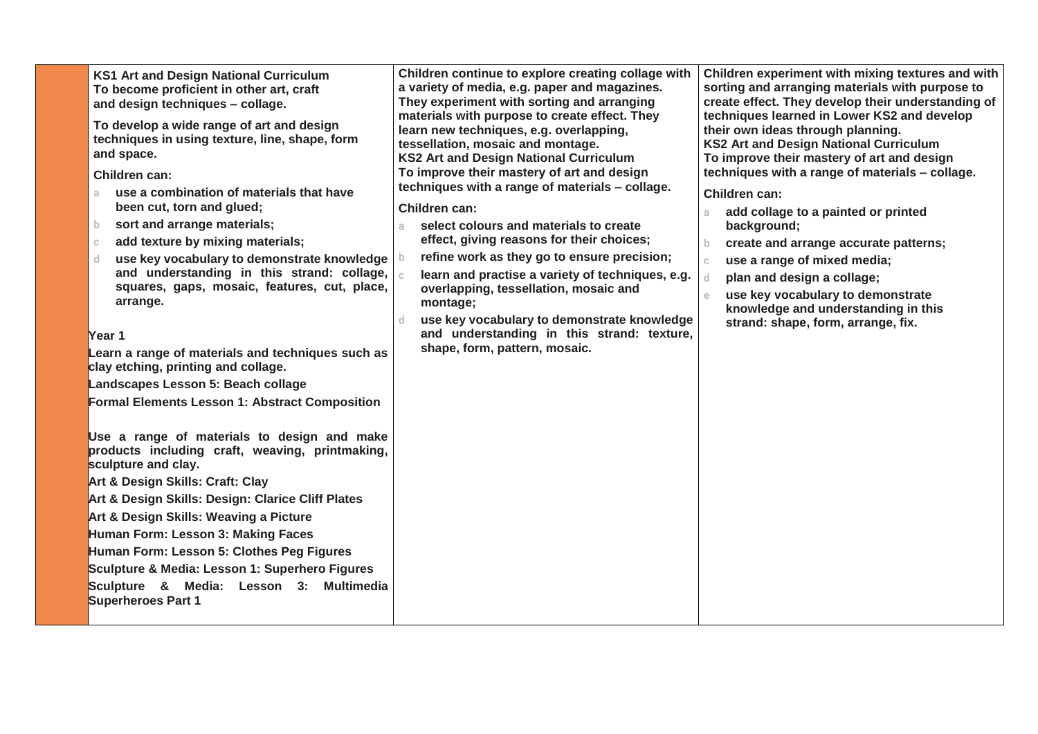| | | | |
|---|---|---|---|
| | **KS1 Art and Design National Curriculum**<br>**To become proficient in other art, craft and design techniques – collage.**<br><br>**To develop a wide range of art and design techniques in using texture, line, shape, form and space.**<br><br>**Children can:**<br>a **use a combination of materials that have been cut, torn and glued;**<br>b **sort and arrange materials;**<br>c **add texture by mixing materials;**<br>d **use key vocabulary to demonstrate knowledge and understanding in this strand: collage, squares, gaps, mosaic, features, cut, place, arrange.**<br><br>**Year 1**<br>**Learn a range of materials and techniques such as clay etching, printing and collage.**<br>**Landscapes Lesson 5: Beach collage**<br>**Formal Elements Lesson 1: Abstract Composition**<br><br>**Use a range of materials to design and make products including craft, weaving, printmaking, sculpture and clay.**<br>**Art & Design Skills: Craft: Clay**<br>**Art & Design Skills: Design: Clarice Cliff Plates**<br>**Art & Design Skills: Weaving a Picture**<br>**Human Form: Lesson 3: Making Faces**<br>**Human Form: Lesson 5: Clothes Peg Figures**<br>**Sculpture & Media: Lesson 1: Superhero Figures**<br>**Sculpture & Media: Lesson 3: Multimedia Superheroes Part 1** | **Children continue to explore creating collage with a variety of media, e.g. paper and magazines. They experiment with sorting and arranging materials with purpose to create effect. They learn new techniques, e.g. overlapping, tessellation, mosaic and montage.**<br>**KS2 Art and Design National Curriculum**<br>**To improve their mastery of art and design techniques with a range of materials – collage.**<br><br>**Children can:**<br>a **select colours and materials to create effect, giving reasons for their choices;**<br>b **refine work as they go to ensure precision;**<br>c **learn and practise a variety of techniques, e.g. overlapping, tessellation, mosaic and montage;**<br>d **use key vocabulary to demonstrate knowledge and understanding in this strand: texture, shape, form, pattern, mosaic.** | **Children experiment with mixing textures and with sorting and arranging materials with purpose to create effect. They develop their understanding of techniques learned in Lower KS2 and develop their own ideas through planning.**<br>**KS2 Art and Design National Curriculum**<br>**To improve their mastery of art and design techniques with a range of materials – collage.**<br><br>**Children can:**<br>a **add collage to a painted or printed background;**<br>b **create and arrange accurate patterns;**<br>c **use a range of mixed media;**<br>d **plan and design a collage;**<br>e **use key vocabulary to demonstrate knowledge and understanding in this strand: shape, form, arrange, fix.** |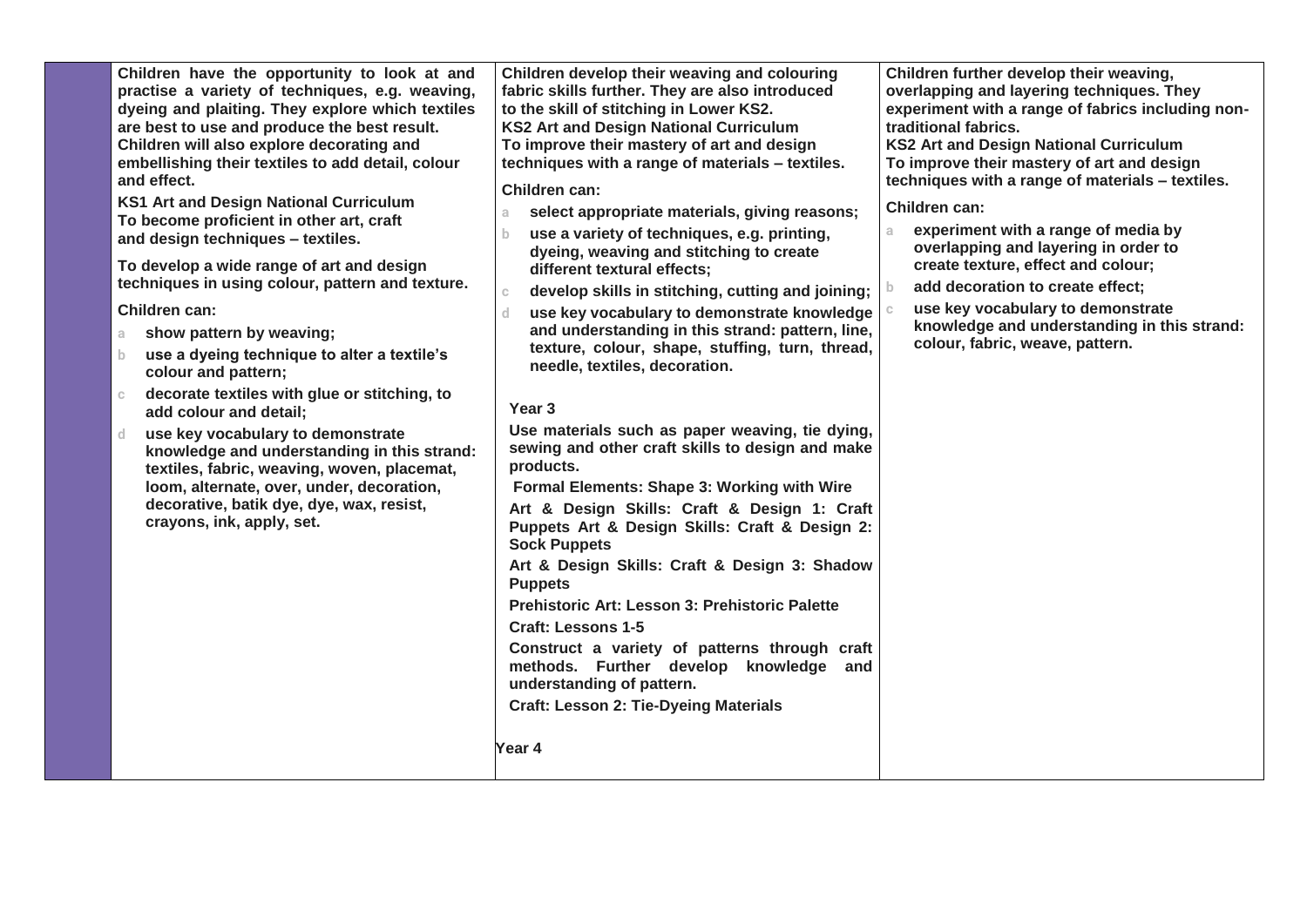| | | | |
|---|---|---|---|
| | **Children have the opportunity to look at and practise a variety of techniques, e.g. weaving, dyeing and plaiting. They explore which textiles are best to use and produce the best result. Children will also explore decorating and embellishing their textiles to add detail, colour and effect.**<br><br>**KS1 Art and Design National Curriculum**<br>**To become proficient in other art, craft and design techniques – textiles.**<br><br>**To develop a wide range of art and design techniques in using colour, pattern and texture.**<br><br>**Children can:**<br>a **show pattern by weaving;**<br>b **use a dyeing technique to alter a textile's colour and pattern;**<br>c **decorate textiles with glue or stitching, to add colour and detail;**<br>d **use key vocabulary to demonstrate knowledge and understanding in this strand: textiles, fabric, weaving, woven, placemat, loom, alternate, over, under, decoration, decorative, batik dye, dye, wax, resist, crayons, ink, apply, set.** | **Children develop their weaving and colouring fabric skills further. They are also introduced to the skill of stitching in Lower KS2.**<br>**KS2 Art and Design National Curriculum**<br>**To improve their mastery of art and design techniques with a range of materials – textiles.**<br><br>**Children can:**<br>a **select appropriate materials, giving reasons;**<br>b **use a variety of techniques, e.g. printing, dyeing, weaving and stitching to create different textural effects;**<br>c **develop skills in stitching, cutting and joining;**<br>d **use key vocabulary to demonstrate knowledge and understanding in this strand: pattern, line, texture, colour, shape, stuffing, turn, thread, needle, textiles, decoration.**<br><br>**Year 3**<br>**Use materials such as paper weaving, tie dying, sewing and other craft skills to design and make products.**<br>**Formal Elements: Shape 3: Working with Wire**<br>**Art & Design Skills: Craft & Design 1: Craft Puppets Art & Design Skills: Craft & Design 2: Sock Puppets**<br>**Art & Design Skills: Craft & Design 3: Shadow Puppets**<br>**Prehistoric Art: Lesson 3: Prehistoric Palette**<br>**Craft: Lessons 1-5**<br>**Construct a variety of patterns through craft methods. Further develop knowledge and understanding of pattern.**<br>**Craft: Lesson 2: Tie-Dyeing Materials**<br><br>**Year 4** | **Children further develop their weaving, overlapping and layering techniques. They experiment with a range of fabrics including non-traditional fabrics.**<br>**KS2 Art and Design National Curriculum**<br>**To improve their mastery of art and design techniques with a range of materials – textiles.**<br><br>**Children can:**<br>a **experiment with a range of media by overlapping and layering in order to create texture, effect and colour;**<br>b **add decoration to create effect;**<br>c **use key vocabulary to demonstrate knowledge and understanding in this strand: colour, fabric, weave, pattern.** |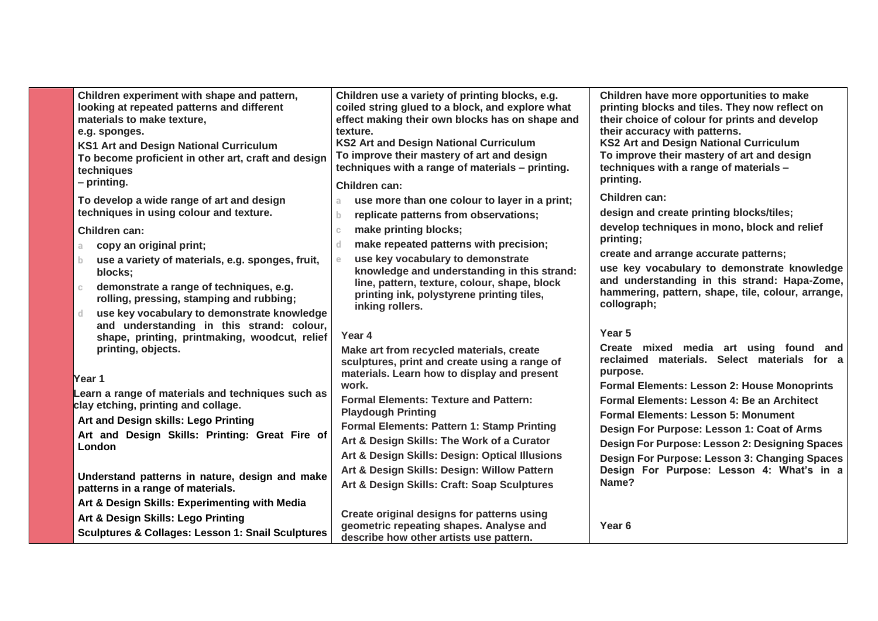| | | | |
|---|---|---|---|
| | **Children experiment with shape and pattern, looking at repeated patterns and different materials to make texture, e.g. sponges.**<br>**KS1 Art and Design National Curriculum**<br>**To become proficient in other art, craft and design techniques – printing.**<br>**To develop a wide range of art and design techniques in using colour and texture.**<br>**Children can:**<br>a **copy an original print;**<br>b **use a variety of materials, e.g. sponges, fruit, blocks;**<br>c **demonstrate a range of techniques, e.g. rolling, pressing, stamping and rubbing;**<br>d **use key vocabulary to demonstrate knowledge and understanding in this strand: colour, shape, printing, printmaking, woodcut, relief printing, objects.**<br><br>**Year 1**<br>**Learn a range of materials and techniques such as clay etching, printing and collage.**<br>**Art and Design skills: Lego Printing**<br>**Art and Design Skills: Printing: Great Fire of London**<br><br>**Understand patterns in nature, design and make patterns in a range of materials.**<br>**Art & Design Skills: Experimenting with Media**<br>**Art & Design Skills: Lego Printing**<br>**Sculptures & Collages: Lesson 1: Snail Sculptures** | **Children use a variety of printing blocks, e.g. coiled string glued to a block, and explore what effect making their own blocks has on shape and texture.**<br>**KS2 Art and Design National Curriculum**<br>**To improve their mastery of art and design techniques with a range of materials – printing.**<br>**Children can:**<br>a **use more than one colour to layer in a print;**<br>b **replicate patterns from observations;**<br>c **make printing blocks;**<br>d **make repeated patterns with precision;**<br>e **use key vocabulary to demonstrate knowledge and understanding in this strand: line, pattern, texture, colour, shape, block printing ink, polystyrene printing tiles, inking rollers.**<br><br>**Year 4**<br>**Make art from recycled materials, create sculptures, print and create using a range of materials. Learn how to display and present work.**<br>**Formal Elements: Texture and Pattern: Playdough Printing**<br>**Formal Elements: Pattern 1: Stamp Printing**<br>**Art & Design Skills: The Work of a Curator**<br>**Art & Design Skills: Design: Optical Illusions**<br>**Art & Design Skills: Design: Willow Pattern**<br>**Art & Design Skills: Craft: Soap Sculptures**<br><br>**Create original designs for patterns using geometric repeating shapes. Analyse and describe how other artists use pattern.** | **Children have more opportunities to make printing blocks and tiles. They now reflect on their choice of colour for prints and develop their accuracy with patterns.**<br>**KS2 Art and Design National Curriculum**<br>**To improve their mastery of art and design techniques with a range of materials – printing.**<br>**Children can:**<br>**design and create printing blocks/tiles;**<br>**develop techniques in mono, block and relief printing;**<br>**create and arrange accurate patterns;**<br>**use key vocabulary to demonstrate knowledge and understanding in this strand: Hapa-Zome, hammering, pattern, shape, tile, colour, arrange, collograph;**<br><br>**Year 5**<br>**Create mixed media art using found and reclaimed materials. Select materials for a purpose.**<br>**Formal Elements: Lesson 2: House Monoprints**<br>**Formal Elements: Lesson 4: Be an Architect**<br>**Formal Elements: Lesson 5: Monument**<br>**Design For Purpose: Lesson 1: Coat of Arms**<br>**Design For Purpose: Lesson 2: Designing Spaces**<br>**Design For Purpose: Lesson 3: Changing Spaces**<br>**Design For Purpose: Lesson 4: What's in a Name?**<br><br>**Year 6** |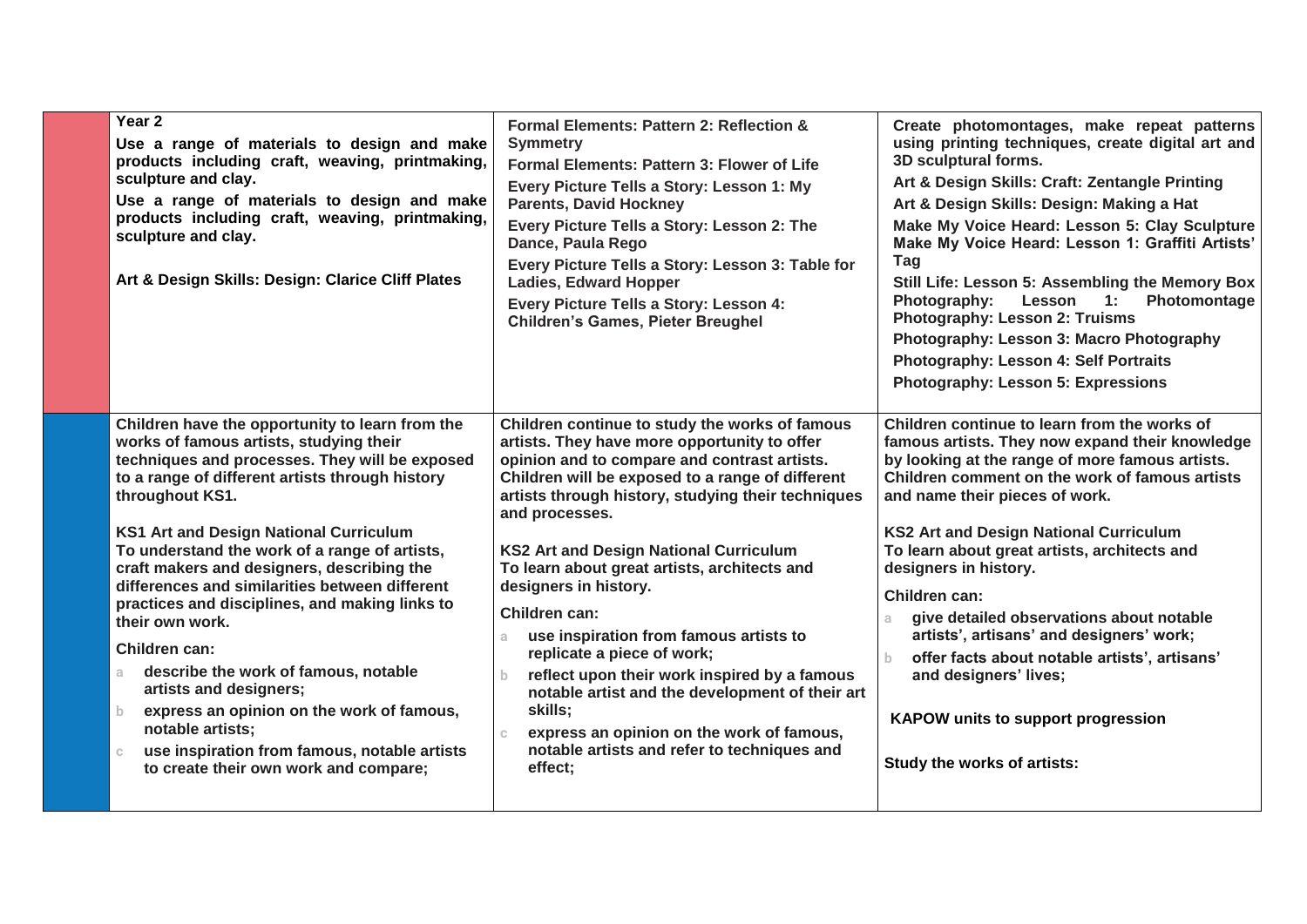| | | | |
|---|---|---|---|
| | **Year 2**<br>**Use a range of materials to design and make products including craft, weaving, printmaking, sculpture and clay.**<br>**Use a range of materials to design and make products including craft, weaving, printmaking, sculpture and clay.**<br><br>**Art & Design Skills: Design: Clarice Cliff Plates** | **Formal Elements: Pattern 2: Reflection & Symmetry**<br>**Formal Elements: Pattern 3: Flower of Life**<br>**Every Picture Tells a Story: Lesson 1: My Parents, David Hockney**<br>**Every Picture Tells a Story: Lesson 2: The Dance, Paula Rego**<br>**Every Picture Tells a Story: Lesson 3: Table for Ladies, Edward Hopper**<br>**Every Picture Tells a Story: Lesson 4: Children's Games, Pieter Breughel** | **Create photomontages, make repeat patterns using printing techniques, create digital art and 3D sculptural forms.**<br>**Art & Design Skills: Craft: Zentangle Printing**<br>**Art & Design Skills: Design: Making a Hat**<br>**Make My Voice Heard: Lesson 5: Clay Sculpture**<br>**Make My Voice Heard: Lesson 1: Graffiti Artists' Tag**<br>**Still Life: Lesson 5: Assembling the Memory Box**<br>**Photography: Lesson 1: Photomontage**<br>**Photography: Lesson 2: Truisms**<br>**Photography: Lesson 3: Macro Photography**<br>**Photography: Lesson 4: Self Portraits**<br>**Photography: Lesson 5: Expressions** |
| | **Children have the opportunity to learn from the works of famous artists, studying their techniques and processes. They will be exposed to a range of different artists through history throughout KS1.**<br><br>**KS1 Art and Design National Curriculum**<br>**To understand the work of a range of artists, craft makers and designers, describing the differences and similarities between different practices and disciplines, and making links to their own work.**<br><br>**Children can:**<br>a **describe the work of famous, notable artists and designers;**<br>b **express an opinion on the work of famous, notable artists;**<br>c **use inspiration from famous, notable artists to create their own work and compare;** | **Children continue to study the works of famous artists. They have more opportunity to offer opinion and to compare and contrast artists. Children will be exposed to a range of different artists through history, studying their techniques and processes.**<br><br>**KS2 Art and Design National Curriculum**<br>**To learn about great artists, architects and designers in history.**<br><br>**Children can:**<br>a **use inspiration from famous artists to replicate a piece of work;**<br>b **reflect upon their work inspired by a famous notable artist and the development of their art skills;**<br>c **express an opinion on the work of famous, notable artists and refer to techniques and effect;** | **Children continue to learn from the works of famous artists. They now expand their knowledge by looking at the range of more famous artists. Children comment on the work of famous artists and name their pieces of work.**<br><br>**KS2 Art and Design National Curriculum**<br>**To learn about great artists, architects and designers in history.**<br><br>**Children can:**<br>a **give detailed observations about notable artists', artisans' and designers' work;**<br>b **offer facts about notable artists', artisans' and designers' lives;**<br><br>**KAPOW units to support progression**<br><br>**Study the works of artists:** |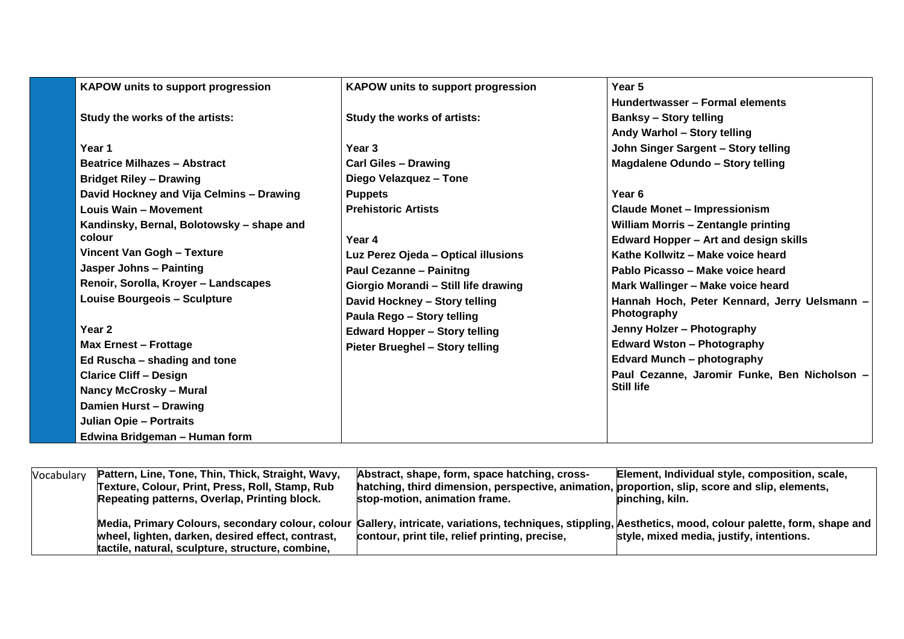| | | | |
|---|---|---|---|
| | **KAPOW units to support progression**<br><br>**Study the works of the artists:**<br><br>**Year 1**<br>**Beatrice Milhazes – Abstract**<br>**Bridget Riley – Drawing**<br>**David Hockney and Vija Celmins – Drawing**<br>**Louis Wain – Movement**<br>**Kandinsky, Bernal, Bolotowsky – shape and colour**<br>**Vincent Van Gogh – Texture**<br>**Jasper Johns – Painting**<br>**Renoir, Sorolla, Kroyer – Landscapes**<br>**Louise Bourgeois – Sculpture**<br><br>**Year 2**<br>**Max Ernest – Frottage**<br>**Ed Ruscha – shading and tone**<br>**Clarice Cliff – Design**<br>**Nancy McCrosky – Mural**<br>**Damien Hurst – Drawing**<br>**Julian Opie – Portraits**<br>**Edwina Bridgeman – Human form** | **KAPOW units to support progression**<br><br>**Study the works of artists:**<br><br>**Year 3**<br>**Carl Giles – Drawing**<br>**Diego Velazquez – Tone**<br>**Puppets**<br>**Prehistoric Artists**<br><br>**Year 4**<br>**Luz Perez Ojeda – Optical illusions**<br>**Paul Cezanne – Painitng**<br>**Giorgio Morandi – Still life drawing**<br>**David Hockney – Story telling**<br>**Paula Rego – Story telling**<br>**Edward Hopper – Story telling**<br>**Pieter Brueghel – Story telling** | **Year 5**<br>**Hundertwasser – Formal elements**<br>**Banksy – Story telling**<br>**Andy Warhol – Story telling**<br>**John Singer Sargent – Story telling**<br>**Magdalene Odundo – Story telling**<br><br>**Year 6**<br>**Claude Monet – Impressionism**<br>**William Morris – Zentangle printing**<br>**Edward Hopper – Art and design skills**<br>**Kathe Kollwitz – Make voice heard**<br>**Pablo Picasso – Make voice heard**<br>**Mark Wallinger – Make voice heard**<br>**Hannah Hoch, Peter Kennard, Jerry Uelsmann – Photography**<br>**Jenny Holzer – Photography**<br>**Edward Wston – Photography**<br>**Edvard Munch – photography**<br>**Paul Cezanne, Jaromir Funke, Ben Nicholson – Still life** |

| | | | |
|---|---|---|---|
| Vocabulary | **Pattern, Line, Tone, Thin, Thick, Straight, Wavy, Texture, Colour, Print, Press, Roll, Stamp, Rub Repeating patterns, Overlap, Printing block.**<br><br>**Media, Primary Colours, secondary colour, colour wheel, lighten, darken, desired effect, contrast, tactile, natural, sculpture, structure, combine,** | **Abstract, shape, form, space hatching, cross-hatching, third dimension, perspective, animation, stop-motion, animation frame.**<br><br>**Gallery, intricate, variations, techniques, stippling, contour, print tile, relief printing, precise,** | **Element, Individual style, composition, scale, proportion, slip, score and slip, elements, pinching, kiln.**<br><br>**Aesthetics, mood, colour palette, form, shape and style, mixed media, justify, intentions.** |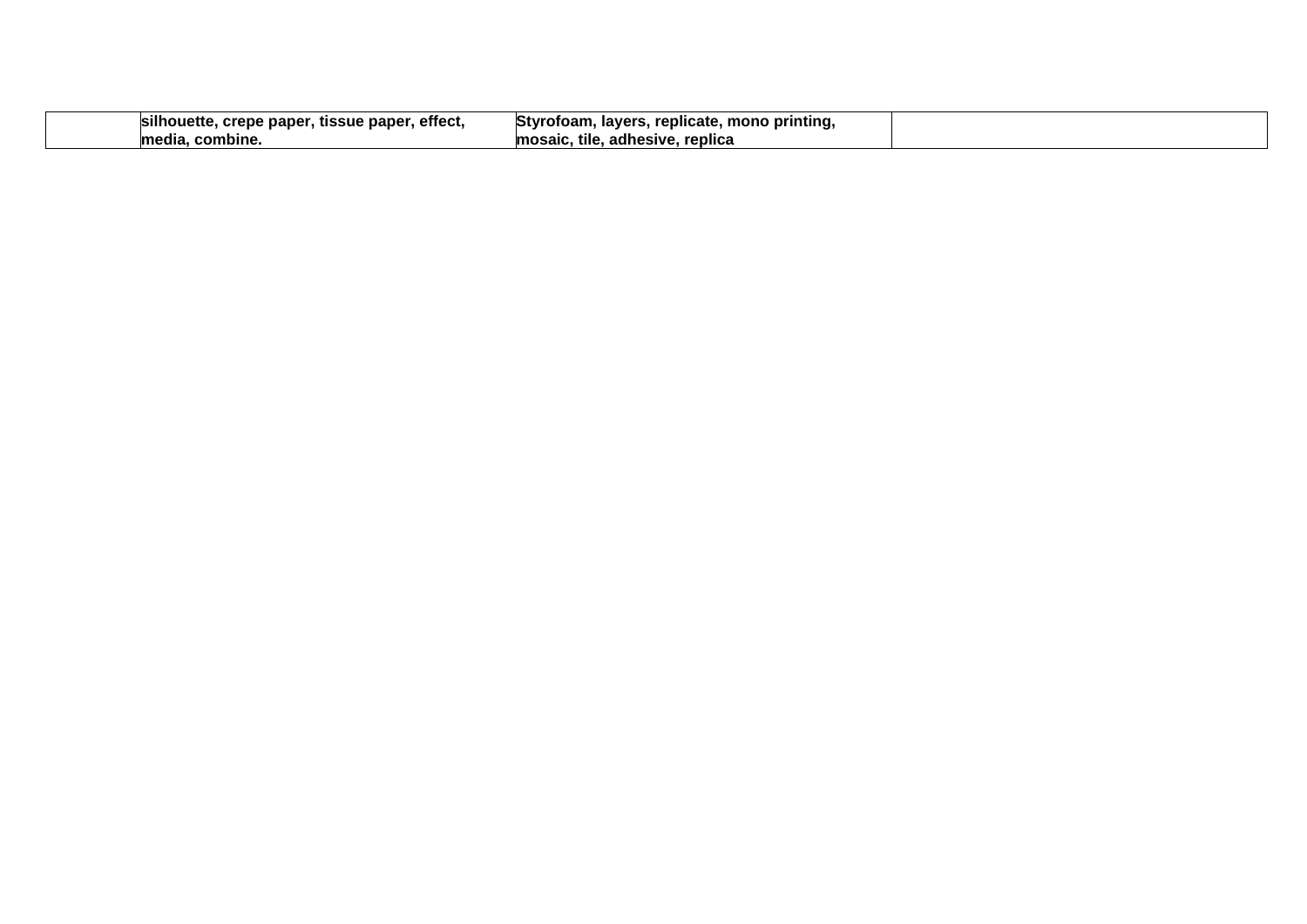| | | | |
|---|---|---|---|
| | **silhouette, crepe paper, tissue paper, effect, media, combine.** | **Styrofoam, layers, replicate, mono printing, mosaic, tile, adhesive, replica** | |